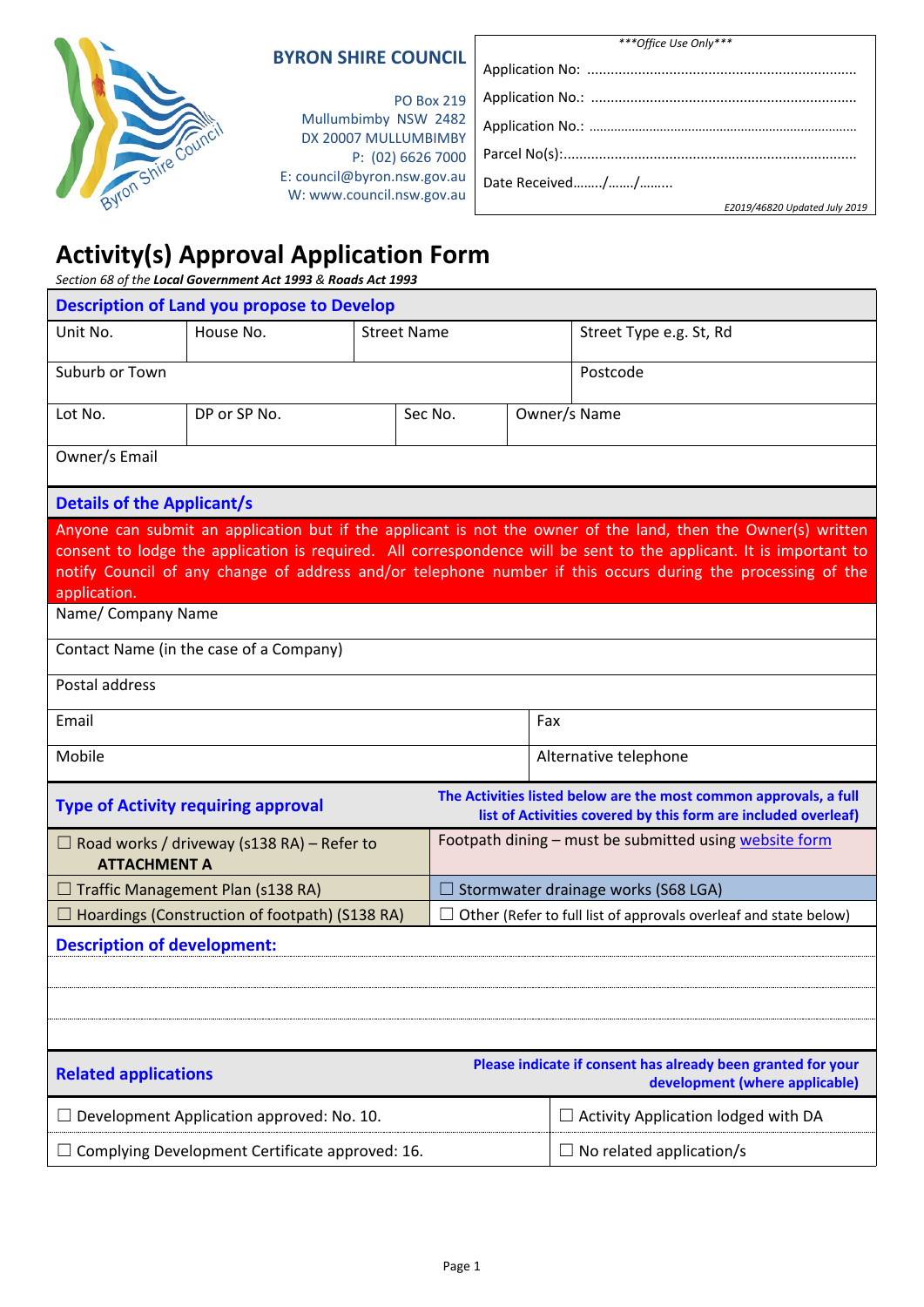**BYRON SHIRE COUNCIL**

PO Box 219
Mullumbimby NSW 2482
DX 20007 MULLUMBIMBY
P: (02) 6626 7000
E: council@byron.nsw.gov.au
W: www.council.nsw.gov.au

| ***Office Use Only*** |
| --- |
| Application No: ................................................................... |
| Application No.: ................................................................. |
| Application No.: ................................................................. |
| Parcel No(s):......................................................................... |
| Date Received......../......./......... |
| *E2019/46820 Updated July 2019* |

# Activity(s) Approval Application Form

*Section 68 of the* ***Local Government Act 1993*** *&* ***Roads Act 1993***

## Description of Land you propose to Develop

| Unit No. | House No. | Street Name | Street Type e.g. St, Rd |
| --- | --- | --- | --- |
| Suburb or Town | | | Postcode |
| Lot No. | DP or SP No. | Sec No. | Owner/s Name |
| Owner/s Email | | | |

## Details of the Applicant/s

Anyone can submit an application but if the applicant is not the owner of the land, then the Owner(s) written consent to lodge the application is required. All correspondence will be sent to the applicant. It is important to notify Council of any change of address and/or telephone number if this occurs during the processing of the application.

| Name/ Company Name | |
| --- | --- |
| Contact Name (in the case of a Company) | |
| Postal address | |
| Email | Fax |
| Mobile | Alternative telephone |

## Type of Activity requiring approval

**The Activities listed below are the most common approvals, a full list of Activities covered by this form are included overleaf)**

| | |
| --- | --- |
| ☐ Road works / driveway (s138 RA) – Refer to **ATTACHMENT A** | Footpath dining – must be submitted using website form |
| ☐ Traffic Management Plan (s138 RA) | ☐ Stormwater drainage works (S68 LGA) |
| ☐ Hoardings (Construction of footpath) (S138 RA) | ☐ Other (Refer to full list of approvals overleaf and state below) |

## Description of development:

.......................................................................................................................

.......................................................................................................................

.......................................................................................................................

## Related applications

**Please indicate if consent has already been granted for your development (where applicable)**

| | |
| --- | --- |
| ☐ Development Application approved: No. 10. | ☐ Activity Application lodged with DA |
| ☐ Complying Development Certificate approved: 16. | ☐ No related application/s |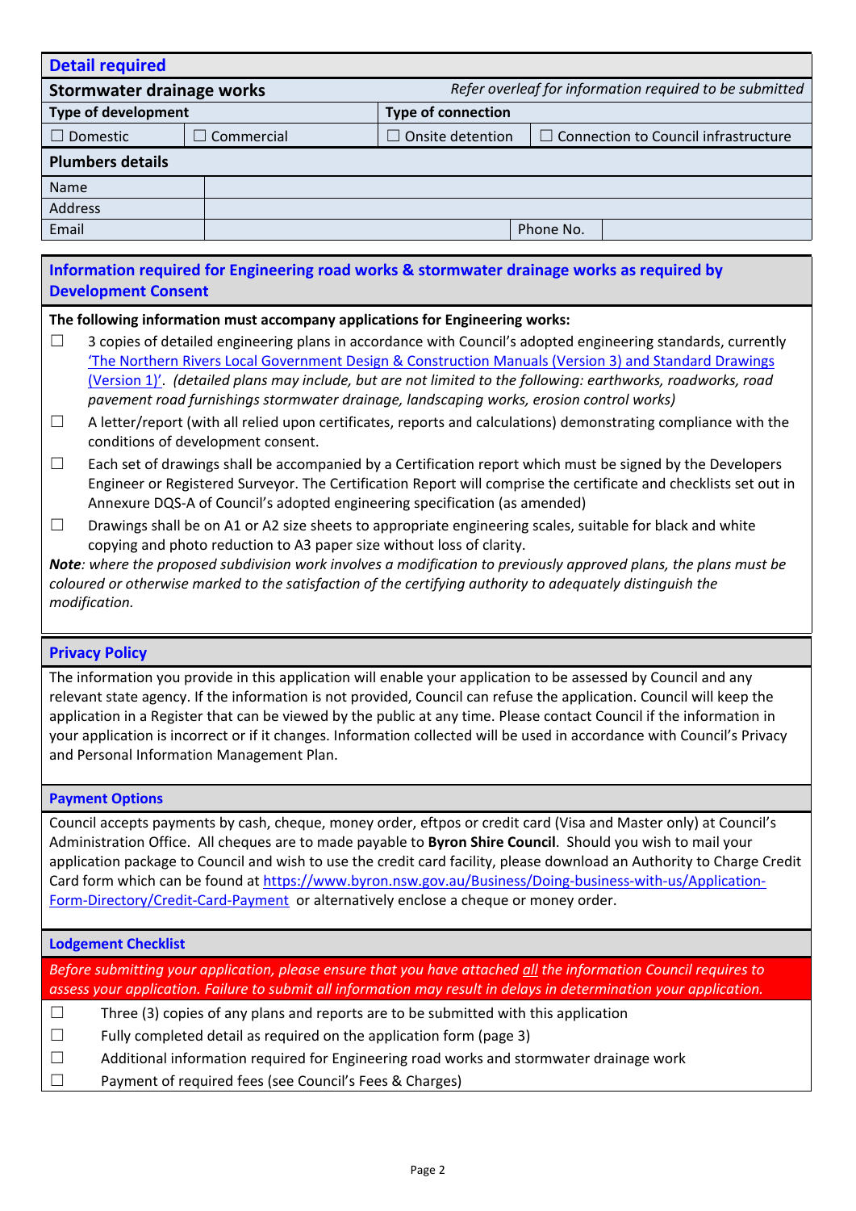## Detail required

| Stormwater drainage works | | *Refer overleaf for information required to be submitted* | |
|---|---|---|---|
| **Type of development** | | **Type of connection** | |
| ☐ Domestic | ☐ Commercial | ☐ Onsite detention | ☐ Connection to Council infrastructure |

### Plumbers details

| | | | |
|---|---|---|---|
| Name | | | |
| Address | | | |
| Email | | Phone No. | |

## Information required for Engineering road works & stormwater drainage works as required by Development Consent

**The following information must accompany applications for Engineering works:**

- ☐ 3 copies of detailed engineering plans in accordance with Council's adopted engineering standards, currently 'The Northern Rivers Local Government Design & Construction Manuals (Version 3) and Standard Drawings (Version 1)'. *(detailed plans may include, but are not limited to the following: earthworks, roadworks, road pavement road furnishings stormwater drainage, landscaping works, erosion control works)*
- ☐ A letter/report (with all relied upon certificates, reports and calculations) demonstrating compliance with the conditions of development consent.
- ☐ Each set of drawings shall be accompanied by a Certification report which must be signed by the Developers Engineer or Registered Surveyor. The Certification Report will comprise the certificate and checklists set out in Annexure DQS-A of Council's adopted engineering specification (as amended)
- ☐ Drawings shall be on A1 or A2 size sheets to appropriate engineering scales, suitable for black and white copying and photo reduction to A3 paper size without loss of clarity.

***Note**: where the proposed subdivision work involves a modification to previously approved plans, the plans must be coloured or otherwise marked to the satisfaction of the certifying authority to adequately distinguish the modification.*

## Privacy Policy

The information you provide in this application will enable your application to be assessed by Council and any relevant state agency. If the information is not provided, Council can refuse the application. Council will keep the application in a Register that can be viewed by the public at any time. Please contact Council if the information in your application is incorrect or if it changes. Information collected will be used in accordance with Council's Privacy and Personal Information Management Plan.

## Payment Options

Council accepts payments by cash, cheque, money order, eftpos or credit card (Visa and Master only) at Council's Administration Office. All cheques are to made payable to **Byron Shire Council**. Should you wish to mail your application package to Council and wish to use the credit card facility, please download an Authority to Charge Credit Card form which can be found at https://www.byron.nsw.gov.au/Business/Doing-business-with-us/Application-Form-Directory/Credit-Card-Payment or alternatively enclose a cheque or money order.

## Lodgement Checklist

*Before submitting your application, please ensure that you have attached all the information Council requires to assess your application. Failure to submit all information may result in delays in determination your application.*

- ☐ Three (3) copies of any plans and reports are to be submitted with this application
- ☐ Fully completed detail as required on the application form (page 3)
- ☐ Additional information required for Engineering road works and stormwater drainage work
- ☐ Payment of required fees (see Council's Fees & Charges)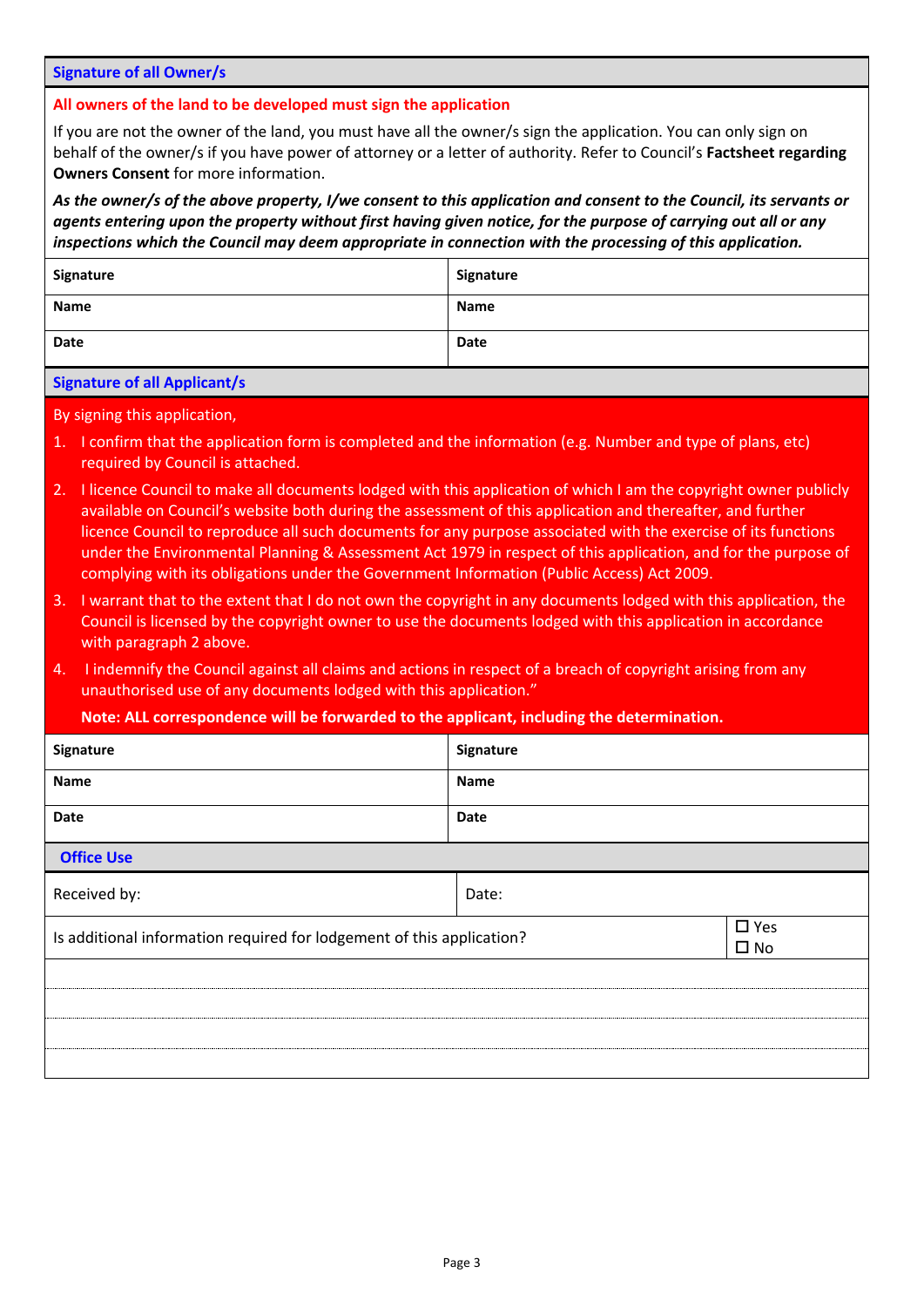## Signature of all Owner/s

**All owners of the land to be developed must sign the application**

If you are not the owner of the land, you must have all the owner/s sign the application. You can only sign on behalf of the owner/s if you have power of attorney or a letter of authority. Refer to Council's **Factsheet regarding Owners Consent** for more information.

***As the owner/s of the above property, I/we consent to this application and consent to the Council, its servants or agents entering upon the property without first having given notice, for the purpose of carrying out all or any inspections which the Council may deem appropriate in connection with the processing of this application.***

| **Signature** | **Signature** |
|---|---|
| **Name** | **Name** |
| **Date** | **Date** |

## Signature of all Applicant/s

By signing this application,

1. I confirm that the application form is completed and the information (e.g. Number and type of plans, etc) required by Council is attached.
2. I licence Council to make all documents lodged with this application of which I am the copyright owner publicly available on Council's website both during the assessment of this application and thereafter, and further licence Council to reproduce all such documents for any purpose associated with the exercise of its functions under the Environmental Planning & Assessment Act 1979 in respect of this application, and for the purpose of complying with its obligations under the Government Information (Public Access) Act 2009.
3. I warrant that to the extent that I do not own the copyright in any documents lodged with this application, the Council is licensed by the copyright owner to use the documents lodged with this application in accordance with paragraph 2 above.
4. I indemnify the Council against all claims and actions in respect of a breach of copyright arising from any unauthorised use of any documents lodged with this application."

**Note: ALL correspondence will be forwarded to the applicant, including the determination.**

| **Signature** | **Signature** |
|---|---|
| **Name** | **Name** |
| **Date** | **Date** |

## Office Use

| Received by: | Date: |
|---|---|
| Is additional information required for lodgement of this application? | ☐ Yes ☐ No |
| | |
| | |
| | |
| | |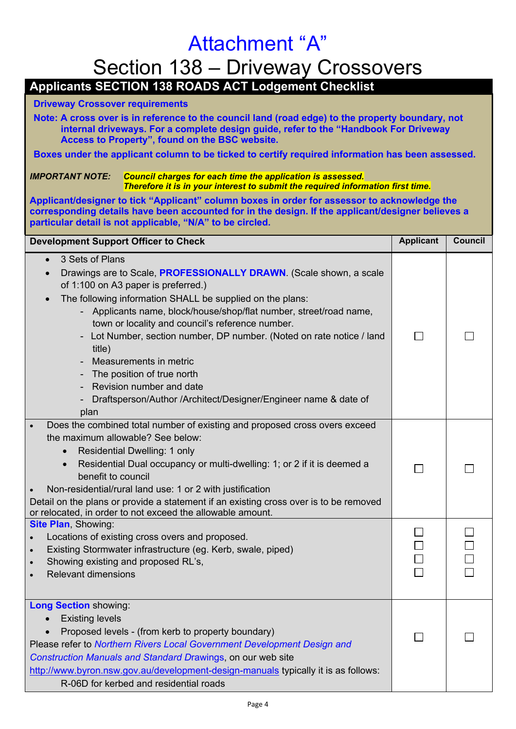# Attachment "A"

# Section 138 – Driveway Crossovers

## Applicants SECTION 138 ROADS ACT Lodgement Checklist

**Driveway Crossover requirements**

**Note: A cross over is in reference to the council land (road edge) to the property boundary, not internal driveways. For a complete design guide, refer to the "Handbook For Driveway Access to Property", found on the BSC website.**

**Boxes under the applicant column to be ticked to certify required information has been assessed.**

***IMPORTANT NOTE:*** ***Council charges for each time the application is assessed. Therefore it is in your interest to submit the required information first time.***

**Applicant/designer to tick "Applicant" column boxes in order for assessor to acknowledge the corresponding details have been accounted for in the design. If the applicant/designer believes a particular detail is not applicable, "N/A" to be circled.**

| Development Support Officer to Check | Applicant | Council |
|---|---|---|
| • 3 Sets of Plans<br>• Drawings are to Scale, **PROFESSIONALLY DRAWN**. (Scale shown, a scale of 1:100 on A3 paper is preferred.)<br>• The following information SHALL be supplied on the plans:<br>- Applicants name, block/house/shop/flat number, street/road name, town or locality and council's reference number.<br>- Lot Number, section number, DP number. (Noted on rate notice / land title)<br>- Measurements in metric<br>- The position of true north<br>- Revision number and date<br>- Draftsperson/Author /Architect/Designer/Engineer name & date of plan | ☐ | ☐ |
| • Does the combined total number of existing and proposed cross overs exceed the maximum allowable? See below:<br>• Residential Dwelling: 1 only<br>• Residential Dual occupancy or multi-dwelling: 1; or 2 if it is deemed a benefit to council<br>• Non-residential/rural land use: 1 or 2 with justification<br>Detail on the plans or provide a statement if an existing cross over is to be removed or relocated, in order to not exceed the allowable amount. | ☐ | ☐ |
| **Site Plan**, Showing:<br>• Locations of existing cross overs and proposed.<br>• Existing Stormwater infrastructure (eg. Kerb, swale, piped)<br>• Showing existing and proposed RL's,<br>• Relevant dimensions | ☐<br>☐<br>☐<br>☐ | ☐<br>☐<br>☐<br>☐ |
| **Long Section** showing:<br>• Existing levels<br>• Proposed levels - (from kerb to property boundary)<br>Please refer to *Northern Rivers Local Government Development Design and Construction Manuals and Standard Drawings*, on our web site http://www.byron.nsw.gov.au/development-design-manuals typically it is as follows:<br>R-06D for kerbed and residential roads | ☐ | ☐ |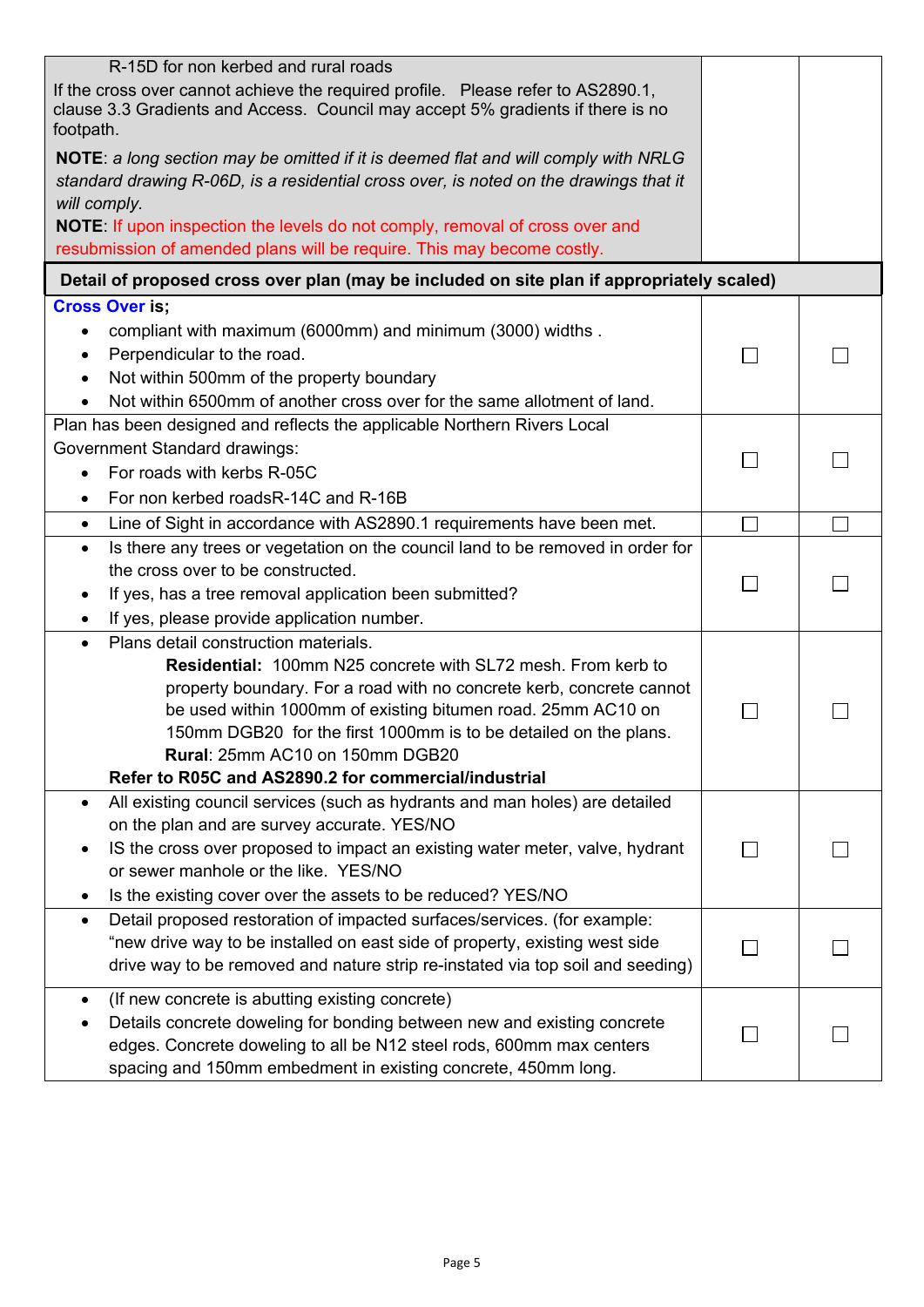| | | |
|---|---|---|
| R-15D for non kerbed and rural roads<br>If the cross over cannot achieve the required profile. Please refer to AS2890.1, clause 3.3 Gradients and Access. Council may accept 5% gradients if there is no footpath.<br>**NOTE**: *a long section may be omitted if it is deemed flat and will comply with NRLG standard drawing R-06D, is a residential cross over, is noted on the drawings that it will comply.*<br>**NOTE**: If upon inspection the levels do not comply, removal of cross over and resubmission of amended plans will be require. This may become costly. | | |
| **Detail of proposed cross over plan (may be included on site plan if appropriately scaled)** | | |
| **Cross Over is;**<br>• compliant with maximum (6000mm) and minimum (3000) widths .<br>• Perpendicular to the road.<br>• Not within 500mm of the property boundary<br>• Not within 6500mm of another cross over for the same allotment of land. | ☐ | ☐ |
| Plan has been designed and reflects the applicable Northern Rivers Local Government Standard drawings:<br>• For roads with kerbs R-05C<br>• For non kerbed roadsR-14C and R-16B | ☐ | ☐ |
| • Line of Sight in accordance with AS2890.1 requirements have been met. | ☐ | ☐ |
| • Is there any trees or vegetation on the council land to be removed in order for the cross over to be constructed.<br>• If yes, has a tree removal application been submitted?<br>• If yes, please provide application number. | ☐ | ☐ |
| • Plans detail construction materials.<br>**Residential:** 100mm N25 concrete with SL72 mesh. From kerb to property boundary. For a road with no concrete kerb, concrete cannot be used within 1000mm of existing bitumen road. 25mm AC10 on 150mm DGB20 for the first 1000mm is to be detailed on the plans.<br>**Rural**: 25mm AC10 on 150mm DGB20<br>**Refer to R05C and AS2890.2 for commercial/industrial** | ☐ | ☐ |
| • All existing council services (such as hydrants and man holes) are detailed on the plan and are survey accurate. YES/NO<br>• IS the cross over proposed to impact an existing water meter, valve, hydrant or sewer manhole or the like. YES/NO<br>• Is the existing cover over the assets to be reduced? YES/NO | ☐ | ☐ |
| • Detail proposed restoration of impacted surfaces/services. (for example: "new drive way to be installed on east side of property, existing west side drive way to be removed and nature strip re-instated via top soil and seeding) | ☐ | ☐ |
| • (If new concrete is abutting existing concrete)<br>• Details concrete doweling for bonding between new and existing concrete edges. Concrete doweling to all be N12 steel rods, 600mm max centers spacing and 150mm embedment in existing concrete, 450mm long. | ☐ | ☐ |